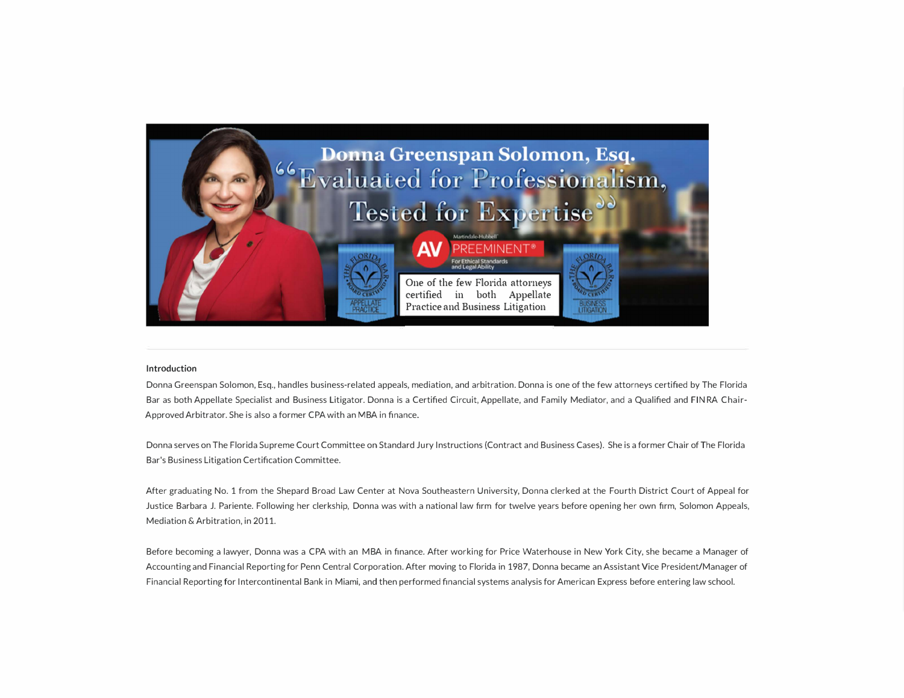# Donna Greenspan Solomon, Esq.

"Evaluated for Professionalism, Tested for Expertise"

Martindale-Hubbell® AV PREEMINENT® For Ethical Standards and Legal Ability

The Florida Bar Board Certified — Appellate Practice

One of the few Florida attorneys certified in both Appellate Practice and Business Litigation

The Florida Bar Board Certified — Business Litigation

---

**Introduction**

Donna Greenspan Solomon, Esq., handles business-related appeals, mediation, and arbitration. Donna is one of the few attorneys certified by The Florida Bar as both Appellate Specialist and Business Litigator. Donna is a Certified Circuit, Appellate, and Family Mediator, and a Qualified and FINRA Chair-Approved Arbitrator. She is also a former CPA with an MBA in finance.

Donna serves on The Florida Supreme Court Committee on Standard Jury Instructions (Contract and Business Cases). She is a former Chair of The Florida Bar's Business Litigation Certification Committee.

After graduating No. 1 from the Shepard Broad Law Center at Nova Southeastern University, Donna clerked at the Fourth District Court of Appeal for Justice Barbara J. Pariente. Following her clerkship, Donna was with a national law firm for twelve years before opening her own firm, Solomon Appeals, Mediation & Arbitration, in 2011.

Before becoming a lawyer, Donna was a CPA with an MBA in finance. After working for Price Waterhouse in New York City, she became a Manager of Accounting and Financial Reporting for Penn Central Corporation. After moving to Florida in 1987, Donna became an Assistant Vice President/Manager of Financial Reporting for Intercontinental Bank in Miami, and then performed financial systems analysis for American Express before entering law school.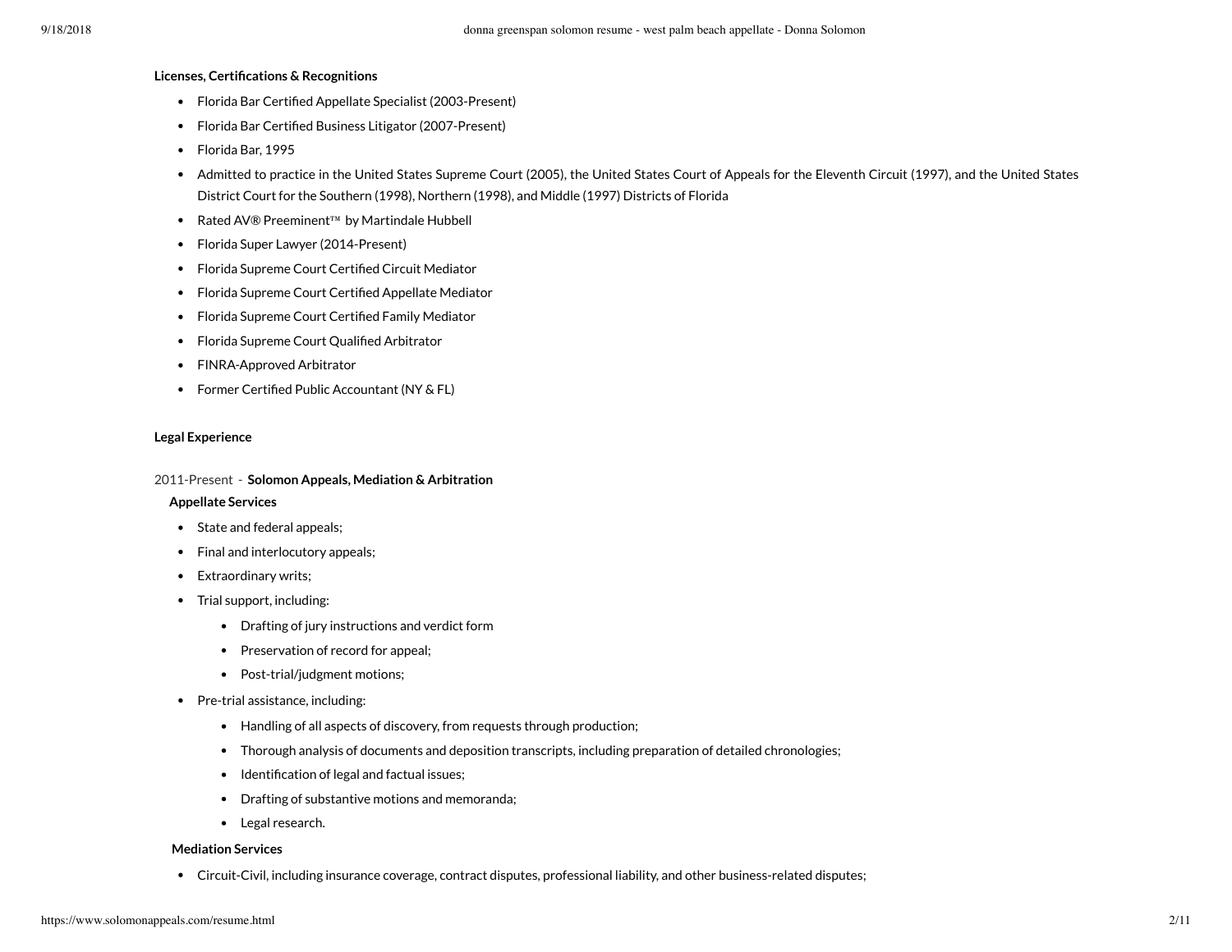**Licenses, Certifications & Recognitions**

- Florida Bar Certified Appellate Specialist (2003-Present)
- Florida Bar Certified Business Litigator (2007-Present)
- Florida Bar, 1995
- Admitted to practice in the United States Supreme Court (2005), the United States Court of Appeals for the Eleventh Circuit (1997), and the United States District Court for the Southern (1998), Northern (1998), and Middle (1997) Districts of Florida
- Rated AV® Preeminent™ by Martindale Hubbell
- Florida Super Lawyer (2014-Present)
- Florida Supreme Court Certified Circuit Mediator
- Florida Supreme Court Certified Appellate Mediator
- Florida Supreme Court Certified Family Mediator
- Florida Supreme Court Qualified Arbitrator
- FINRA-Approved Arbitrator
- Former Certified Public Accountant (NY & FL)

**Legal Experience**

2011-Present - **Solomon Appeals, Mediation & Arbitration**

**Appellate Services**

- State and federal appeals;
- Final and interlocutory appeals;
- Extraordinary writs;
- Trial support, including:
  - Drafting of jury instructions and verdict form
  - Preservation of record for appeal;
  - Post-trial/judgment motions;
- Pre-trial assistance, including:
  - Handling of all aspects of discovery, from requests through production;
  - Thorough analysis of documents and deposition transcripts, including preparation of detailed chronologies;
  - Identification of legal and factual issues;
  - Drafting of substantive motions and memoranda;
  - Legal research.

**Mediation Services**

- Circuit-Civil, including insurance coverage, contract disputes, professional liability, and other business-related disputes;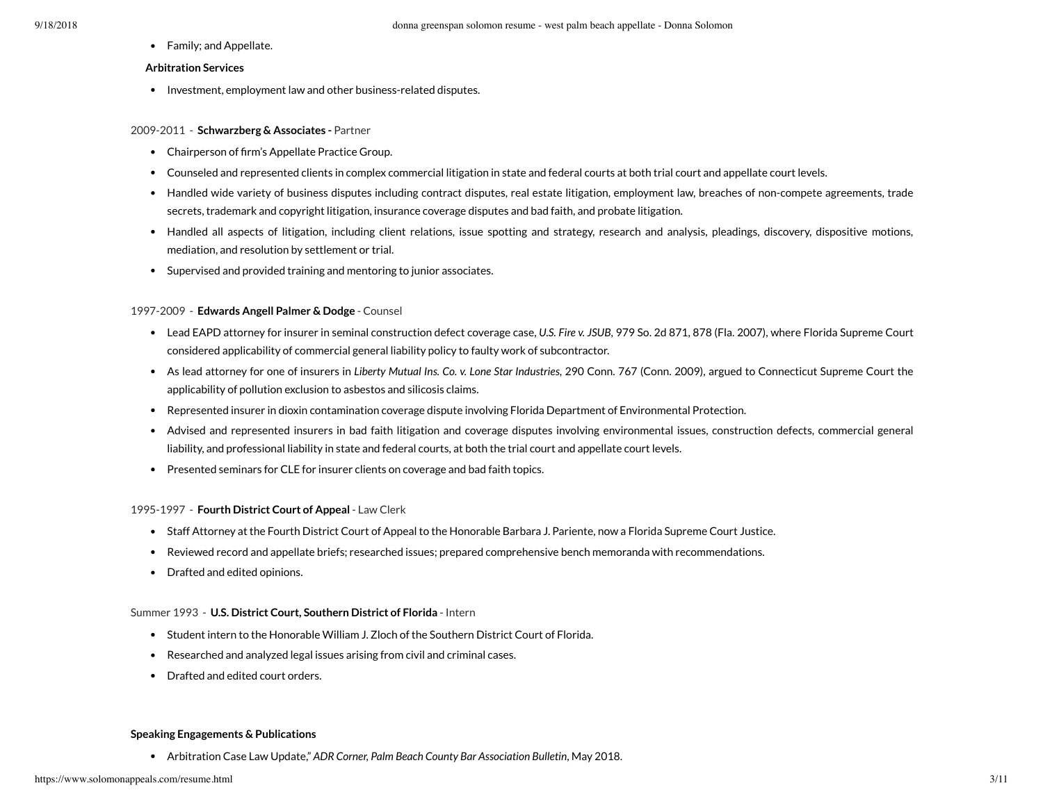- Family; and Appellate.

**Arbitration Services**

- Investment, employment law and other business-related disputes.

2009-2011 - **Schwarzberg & Associates -** Partner

- Chairperson of firm's Appellate Practice Group.
- Counseled and represented clients in complex commercial litigation in state and federal courts at both trial court and appellate court levels.
- Handled wide variety of business disputes including contract disputes, real estate litigation, employment law, breaches of non-compete agreements, trade secrets, trademark and copyright litigation, insurance coverage disputes and bad faith, and probate litigation.
- Handled all aspects of litigation, including client relations, issue spotting and strategy, research and analysis, pleadings, discovery, dispositive motions, mediation, and resolution by settlement or trial.
- Supervised and provided training and mentoring to junior associates.

1997-2009 - **Edwards Angell Palmer & Dodge** - Counsel

- Lead EAPD attorney for insurer in seminal construction defect coverage case, *U.S. Fire v. JSUB*, 979 So. 2d 871, 878 (Fla. 2007), where Florida Supreme Court considered applicability of commercial general liability policy to faulty work of subcontractor.
- As lead attorney for one of insurers in *Liberty Mutual Ins. Co. v. Lone Star Industries*, 290 Conn. 767 (Conn. 2009), argued to Connecticut Supreme Court the applicability of pollution exclusion to asbestos and silicosis claims.
- Represented insurer in dioxin contamination coverage dispute involving Florida Department of Environmental Protection.
- Advised and represented insurers in bad faith litigation and coverage disputes involving environmental issues, construction defects, commercial general liability, and professional liability in state and federal courts, at both the trial court and appellate court levels.
- Presented seminars for CLE for insurer clients on coverage and bad faith topics.

1995-1997 - **Fourth District Court of Appeal** - Law Clerk

- Staff Attorney at the Fourth District Court of Appeal to the Honorable Barbara J. Pariente, now a Florida Supreme Court Justice.
- Reviewed record and appellate briefs; researched issues; prepared comprehensive bench memoranda with recommendations.
- Drafted and edited opinions.

Summer 1993 - **U.S. District Court, Southern District of Florida** - Intern

- Student intern to the Honorable William J. Zloch of the Southern District Court of Florida.
- Researched and analyzed legal issues arising from civil and criminal cases.
- Drafted and edited court orders.

**Speaking Engagements & Publications**

- Arbitration Case Law Update," *ADR Corner, Palm Beach County Bar Association Bulletin*, May 2018.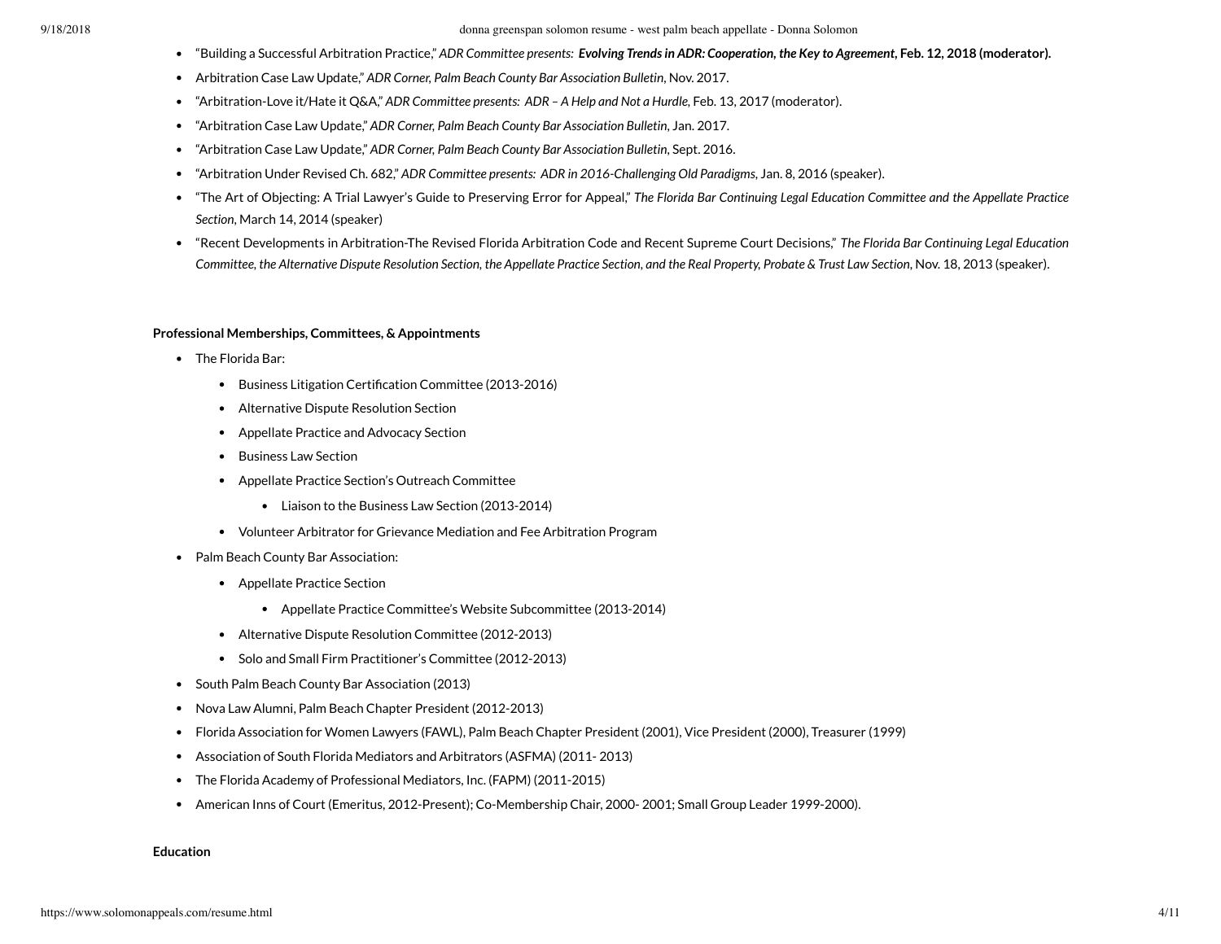- "Building a Successful Arbitration Practice," *ADR Committee presents:* ***Evolving Trends in ADR: Cooperation, the Key to Agreement*****, Feb. 12, 2018 (moderator).**
- Arbitration Case Law Update," *ADR Corner, Palm Beach County Bar Association Bulletin*, Nov. 2017.
- "Arbitration-Love it/Hate it Q&A," *ADR Committee presents: ADR – A Help and Not a Hurdle*, Feb. 13, 2017 (moderator).
- "Arbitration Case Law Update," *ADR Corner, Palm Beach County Bar Association Bulletin*, Jan. 2017.
- "Arbitration Case Law Update," *ADR Corner, Palm Beach County Bar Association Bulletin*, Sept. 2016.
- "Arbitration Under Revised Ch. 682," *ADR Committee presents: ADR in 2016-Challenging Old Paradigms*, Jan. 8, 2016 (speaker).
- "The Art of Objecting: A Trial Lawyer's Guide to Preserving Error for Appeal," *The Florida Bar Continuing Legal Education Committee and the Appellate Practice Section*, March 14, 2014 (speaker)
- "Recent Developments in Arbitration-The Revised Florida Arbitration Code and Recent Supreme Court Decisions," *The Florida Bar Continuing Legal Education Committee, the Alternative Dispute Resolution Section, the Appellate Practice Section, and the Real Property, Probate & Trust Law Section*, Nov. 18, 2013 (speaker).

**Professional Memberships, Committees, & Appointments**

- The Florida Bar:
    - Business Litigation Certification Committee (2013-2016)
    - Alternative Dispute Resolution Section
    - Appellate Practice and Advocacy Section
    - Business Law Section
    - Appellate Practice Section's Outreach Committee
        - Liaison to the Business Law Section (2013-2014)
    - Volunteer Arbitrator for Grievance Mediation and Fee Arbitration Program
- Palm Beach County Bar Association:
    - Appellate Practice Section
        - Appellate Practice Committee's Website Subcommittee (2013-2014)
    - Alternative Dispute Resolution Committee (2012-2013)
    - Solo and Small Firm Practitioner's Committee (2012-2013)
- South Palm Beach County Bar Association (2013)
- Nova Law Alumni, Palm Beach Chapter President (2012-2013)
- Florida Association for Women Lawyers (FAWL), Palm Beach Chapter President (2001), Vice President (2000), Treasurer (1999)
- Association of South Florida Mediators and Arbitrators (ASFMA) (2011- 2013)
- The Florida Academy of Professional Mediators, Inc. (FAPM) (2011-2015)
- American Inns of Court (Emeritus, 2012-Present); Co-Membership Chair, 2000- 2001; Small Group Leader 1999-2000).

**Education**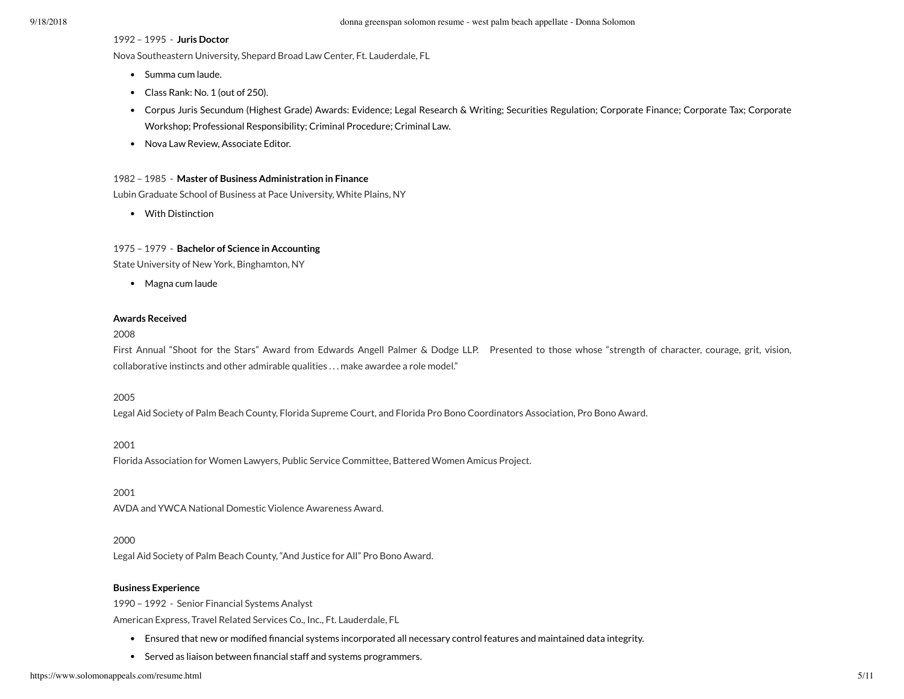1992 – 1995 - **Juris Doctor**

Nova Southeastern University, Shepard Broad Law Center, Ft. Lauderdale, FL

- Summa cum laude.
- Class Rank: No. 1 (out of 250).
- Corpus Juris Secundum (Highest Grade) Awards: Evidence; Legal Research & Writing; Securities Regulation; Corporate Finance; Corporate Tax; Corporate Workshop; Professional Responsibility; Criminal Procedure; Criminal Law.
- Nova Law Review, Associate Editor.

1982 – 1985 - **Master of Business Administration in Finance**

Lubin Graduate School of Business at Pace University, White Plains, NY

- With Distinction

1975 – 1979 - **Bachelor of Science in Accounting**

State University of New York, Binghamton, NY

- Magna cum laude

**Awards Received**

2008

First Annual "Shoot for the Stars" Award from Edwards Angell Palmer & Dodge LLP. Presented to those whose "strength of character, courage, grit, vision, collaborative instincts and other admirable qualities . . . make awardee a role model."

2005

Legal Aid Society of Palm Beach County, Florida Supreme Court, and Florida Pro Bono Coordinators Association, Pro Bono Award.

2001

Florida Association for Women Lawyers, Public Service Committee, Battered Women Amicus Project.

2001

AVDA and YWCA National Domestic Violence Awareness Award.

2000

Legal Aid Society of Palm Beach County, "And Justice for All" Pro Bono Award.

**Business Experience**

1990 – 1992 - Senior Financial Systems Analyst

American Express, Travel Related Services Co., Inc., Ft. Lauderdale, FL

- Ensured that new or modified financial systems incorporated all necessary control features and maintained data integrity.
- Served as liaison between financial staff and systems programmers.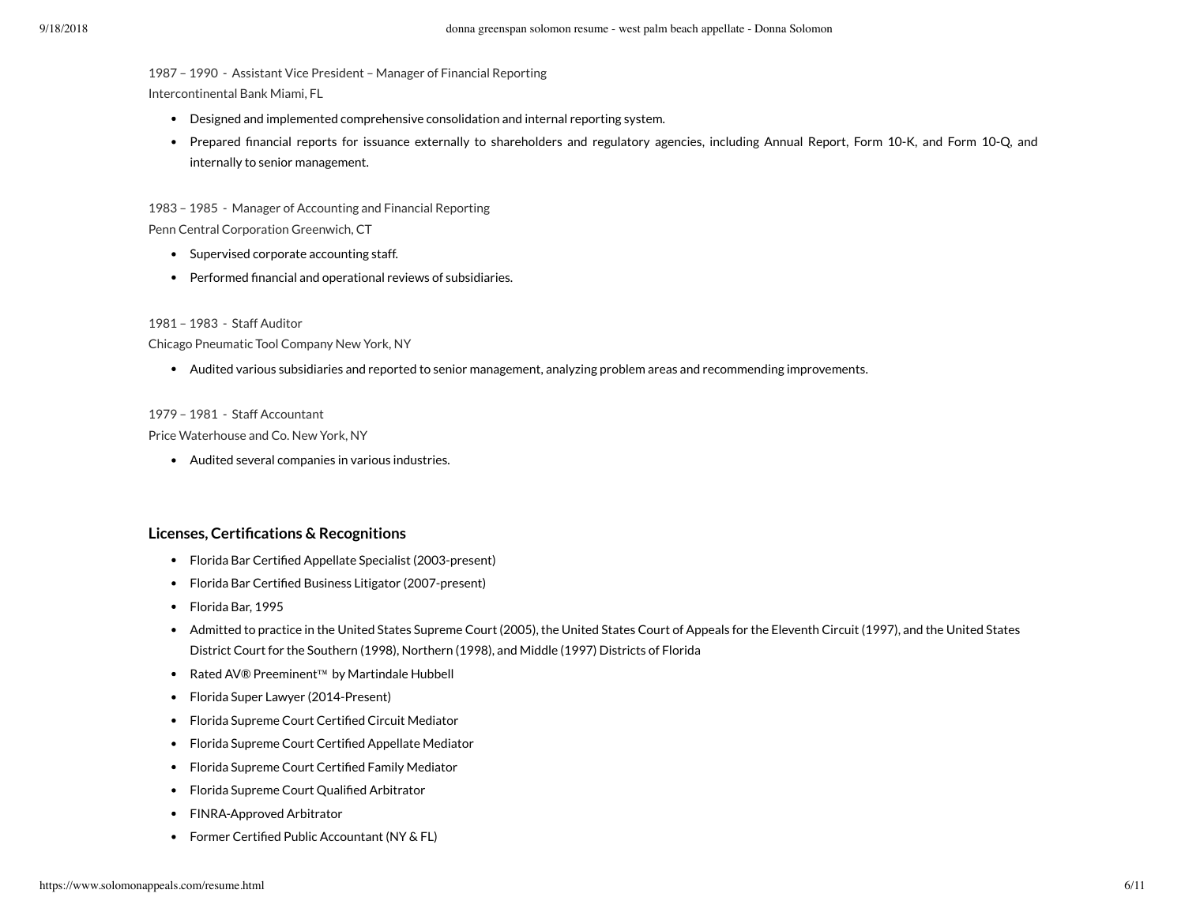1987 – 1990 - Assistant Vice President – Manager of Financial Reporting
Intercontinental Bank Miami, FL

- Designed and implemented comprehensive consolidation and internal reporting system.
- Prepared financial reports for issuance externally to shareholders and regulatory agencies, including Annual Report, Form 10-K, and Form 10-Q, and internally to senior management.

1983 – 1985 - Manager of Accounting and Financial Reporting
Penn Central Corporation Greenwich, CT

- Supervised corporate accounting staff.
- Performed financial and operational reviews of subsidiaries.

1981 – 1983 - Staff Auditor
Chicago Pneumatic Tool Company New York, NY

- Audited various subsidiaries and reported to senior management, analyzing problem areas and recommending improvements.

1979 – 1981 - Staff Accountant
Price Waterhouse and Co. New York, NY

- Audited several companies in various industries.

## Licenses, Certifications & Recognitions

- Florida Bar Certified Appellate Specialist (2003-present)
- Florida Bar Certified Business Litigator (2007-present)
- Florida Bar, 1995
- Admitted to practice in the United States Supreme Court (2005), the United States Court of Appeals for the Eleventh Circuit (1997), and the United States District Court for the Southern (1998), Northern (1998), and Middle (1997) Districts of Florida
- Rated AV® Preeminent™ by Martindale Hubbell
- Florida Super Lawyer (2014-Present)
- Florida Supreme Court Certified Circuit Mediator
- Florida Supreme Court Certified Appellate Mediator
- Florida Supreme Court Certified Family Mediator
- Florida Supreme Court Qualified Arbitrator
- FINRA-Approved Arbitrator
- Former Certified Public Accountant (NY & FL)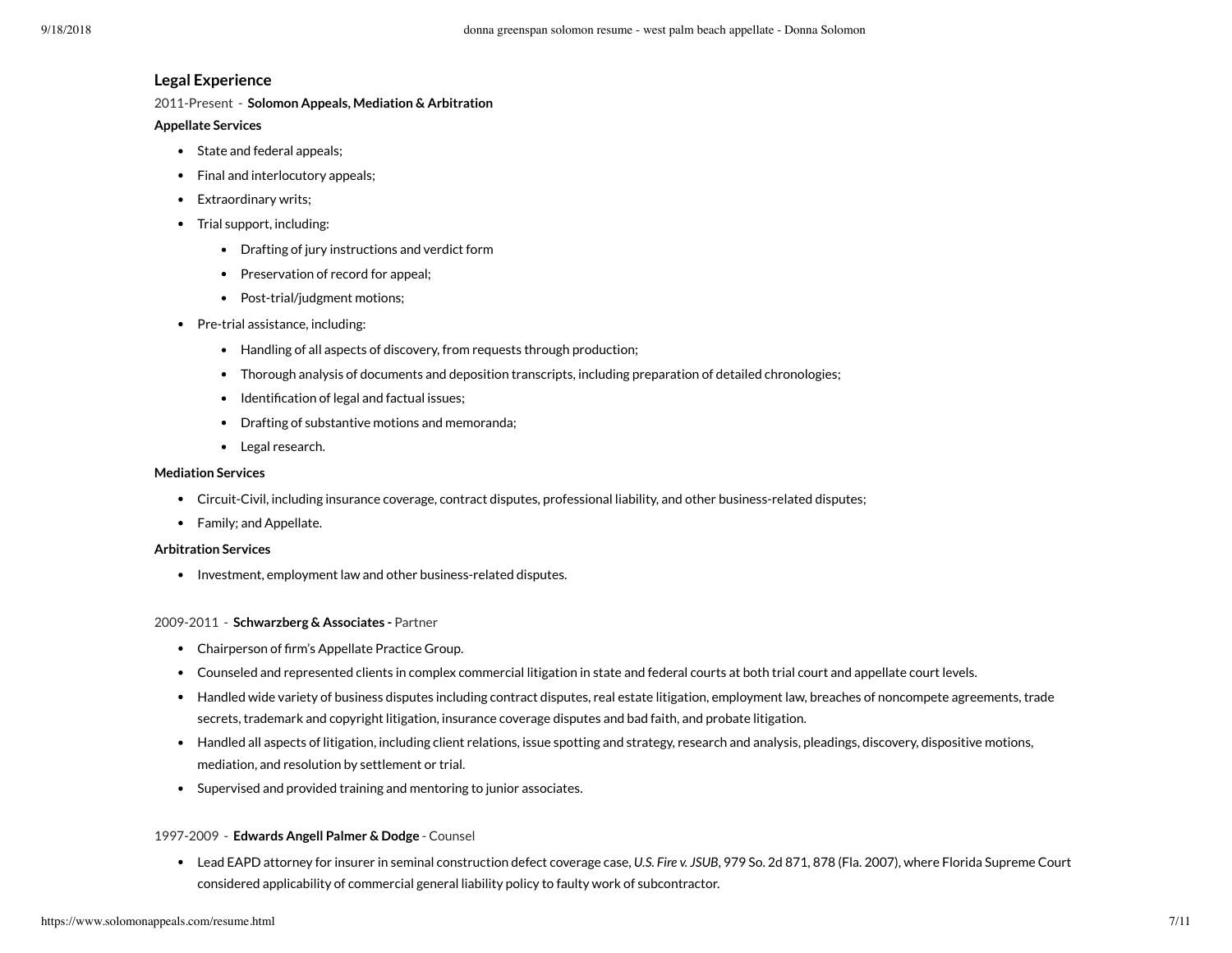## Legal Experience

2011-Present - **Solomon Appeals, Mediation & Arbitration**

**Appellate Services**

- State and federal appeals;
- Final and interlocutory appeals;
- Extraordinary writs;
- Trial support, including:
  - Drafting of jury instructions and verdict form
  - Preservation of record for appeal;
  - Post-trial/judgment motions;
- Pre-trial assistance, including:
  - Handling of all aspects of discovery, from requests through production;
  - Thorough analysis of documents and deposition transcripts, including preparation of detailed chronologies;
  - Identification of legal and factual issues;
  - Drafting of substantive motions and memoranda;
  - Legal research.

**Mediation Services**

- Circuit-Civil, including insurance coverage, contract disputes, professional liability, and other business-related disputes;
- Family; and Appellate.

**Arbitration Services**

- Investment, employment law and other business-related disputes.

2009-2011 - **Schwarzberg & Associates -** Partner

- Chairperson of firm's Appellate Practice Group.
- Counseled and represented clients in complex commercial litigation in state and federal courts at both trial court and appellate court levels.
- Handled wide variety of business disputes including contract disputes, real estate litigation, employment law, breaches of noncompete agreements, trade secrets, trademark and copyright litigation, insurance coverage disputes and bad faith, and probate litigation.
- Handled all aspects of litigation, including client relations, issue spotting and strategy, research and analysis, pleadings, discovery, dispositive motions, mediation, and resolution by settlement or trial.
- Supervised and provided training and mentoring to junior associates.

1997-2009 - **Edwards Angell Palmer & Dodge** - Counsel

- Lead EAPD attorney for insurer in seminal construction defect coverage case, *U.S. Fire v. JSUB*, 979 So. 2d 871, 878 (Fla. 2007), where Florida Supreme Court considered applicability of commercial general liability policy to faulty work of subcontractor.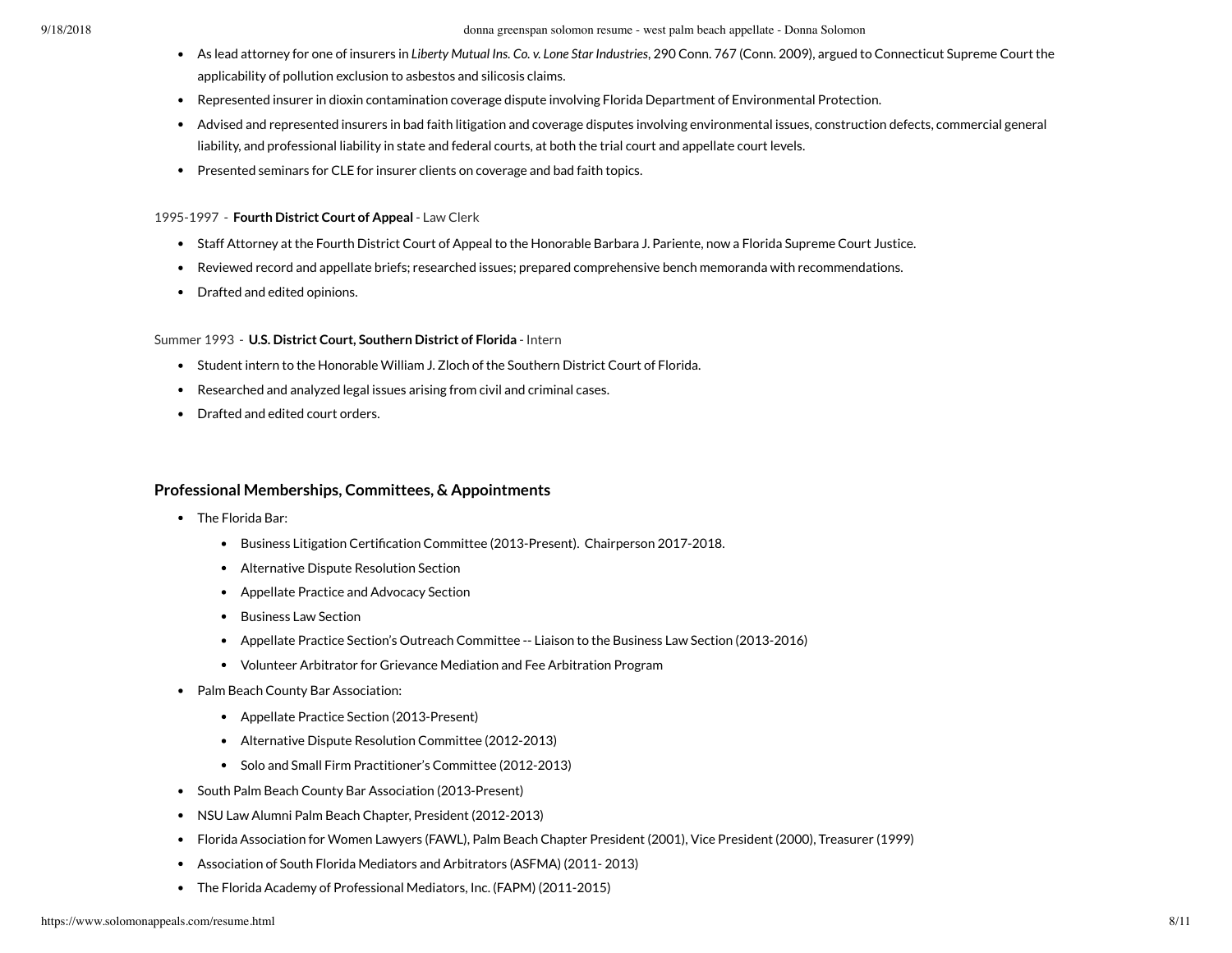- As lead attorney for one of insurers in *Liberty Mutual Ins. Co. v. Lone Star Industries*, 290 Conn. 767 (Conn. 2009), argued to Connecticut Supreme Court the applicability of pollution exclusion to asbestos and silicosis claims.
- Represented insurer in dioxin contamination coverage dispute involving Florida Department of Environmental Protection.
- Advised and represented insurers in bad faith litigation and coverage disputes involving environmental issues, construction defects, commercial general liability, and professional liability in state and federal courts, at both the trial court and appellate court levels.
- Presented seminars for CLE for insurer clients on coverage and bad faith topics.

1995-1997 - **Fourth District Court of Appeal** - Law Clerk

- Staff Attorney at the Fourth District Court of Appeal to the Honorable Barbara J. Pariente, now a Florida Supreme Court Justice.
- Reviewed record and appellate briefs; researched issues; prepared comprehensive bench memoranda with recommendations.
- Drafted and edited opinions.

Summer 1993 - **U.S. District Court, Southern District of Florida** - Intern

- Student intern to the Honorable William J. Zloch of the Southern District Court of Florida.
- Researched and analyzed legal issues arising from civil and criminal cases.
- Drafted and edited court orders.

## Professional Memberships, Committees, & Appointments

- The Florida Bar:
  - Business Litigation Certification Committee (2013-Present). Chairperson 2017-2018.
  - Alternative Dispute Resolution Section
  - Appellate Practice and Advocacy Section
  - Business Law Section
  - Appellate Practice Section's Outreach Committee -- Liaison to the Business Law Section (2013-2016)
  - Volunteer Arbitrator for Grievance Mediation and Fee Arbitration Program
- Palm Beach County Bar Association:
  - Appellate Practice Section (2013-Present)
  - Alternative Dispute Resolution Committee (2012-2013)
  - Solo and Small Firm Practitioner's Committee (2012-2013)
- South Palm Beach County Bar Association (2013-Present)
- NSU Law Alumni Palm Beach Chapter, President (2012-2013)
- Florida Association for Women Lawyers (FAWL), Palm Beach Chapter President (2001), Vice President (2000), Treasurer (1999)
- Association of South Florida Mediators and Arbitrators (ASFMA) (2011- 2013)
- The Florida Academy of Professional Mediators, Inc. (FAPM) (2011-2015)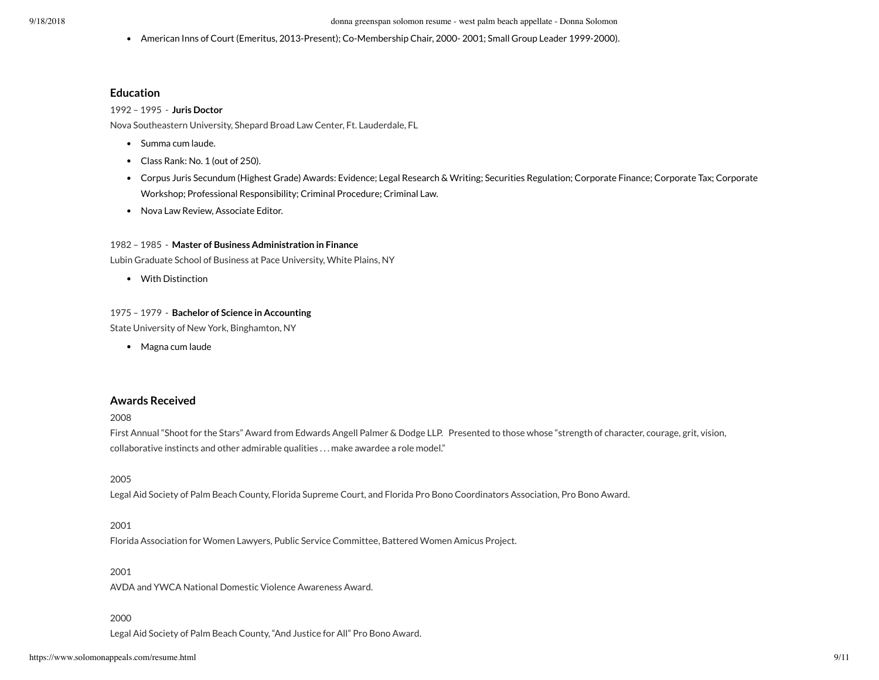- American Inns of Court (Emeritus, 2013-Present); Co-Membership Chair, 2000- 2001; Small Group Leader 1999-2000).

## Education

1992 – 1995 - **Juris Doctor**

Nova Southeastern University, Shepard Broad Law Center, Ft. Lauderdale, FL

- Summa cum laude.
- Class Rank: No. 1 (out of 250).
- Corpus Juris Secundum (Highest Grade) Awards: Evidence; Legal Research & Writing; Securities Regulation; Corporate Finance; Corporate Tax; Corporate Workshop; Professional Responsibility; Criminal Procedure; Criminal Law.
- Nova Law Review, Associate Editor.

1982 – 1985 - **Master of Business Administration in Finance**

Lubin Graduate School of Business at Pace University, White Plains, NY

- With Distinction

1975 – 1979 - **Bachelor of Science in Accounting**

State University of New York, Binghamton, NY

- Magna cum laude

## Awards Received

2008

First Annual "Shoot for the Stars" Award from Edwards Angell Palmer & Dodge LLP. Presented to those whose "strength of character, courage, grit, vision, collaborative instincts and other admirable qualities . . . make awardee a role model."

2005

Legal Aid Society of Palm Beach County, Florida Supreme Court, and Florida Pro Bono Coordinators Association, Pro Bono Award.

2001

Florida Association for Women Lawyers, Public Service Committee, Battered Women Amicus Project.

2001

AVDA and YWCA National Domestic Violence Awareness Award.

2000

Legal Aid Society of Palm Beach County, "And Justice for All" Pro Bono Award.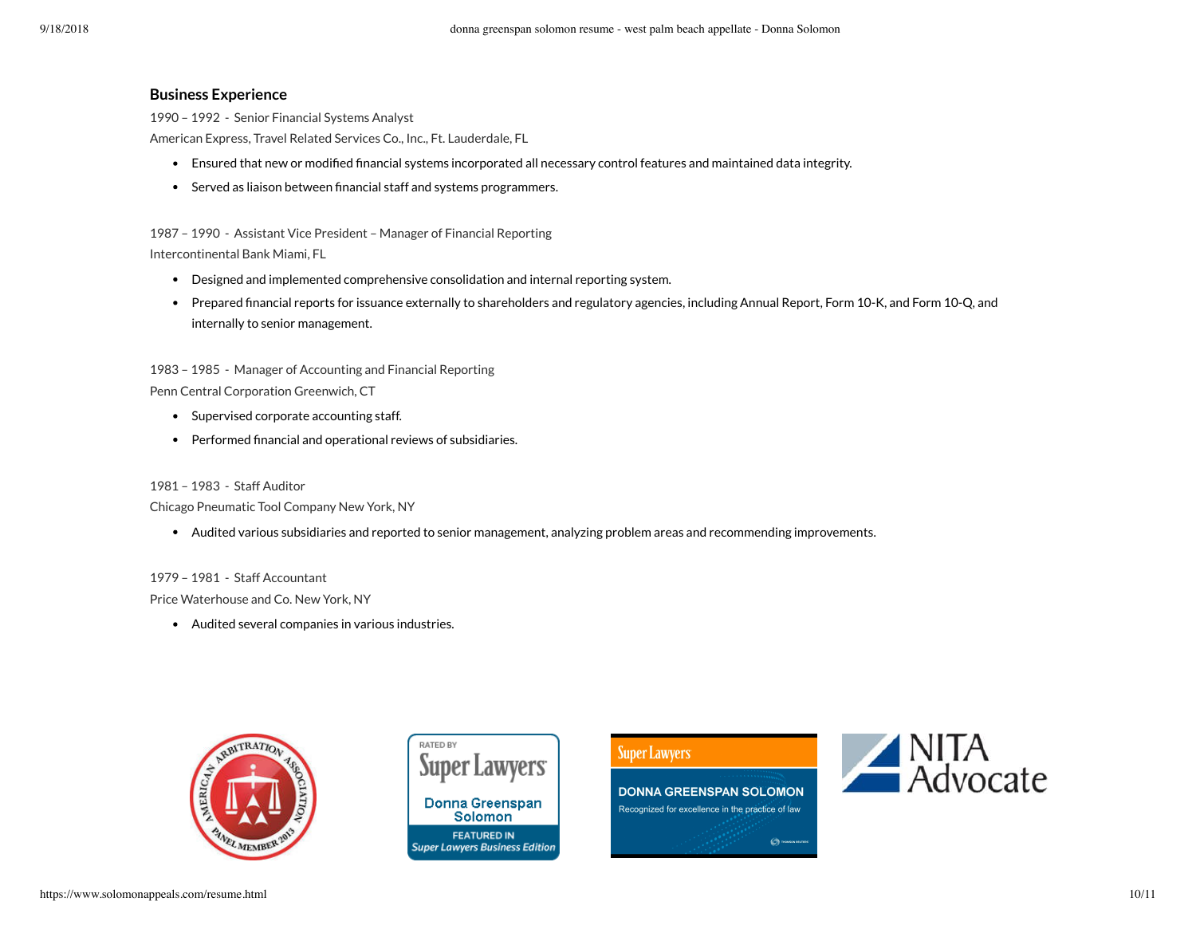## Business Experience

1990 – 1992 - Senior Financial Systems Analyst
American Express, Travel Related Services Co., Inc., Ft. Lauderdale, FL

- Ensured that new or modified financial systems incorporated all necessary control features and maintained data integrity.
- Served as liaison between financial staff and systems programmers.

1987 – 1990 - Assistant Vice President – Manager of Financial Reporting
Intercontinental Bank Miami, FL

- Designed and implemented comprehensive consolidation and internal reporting system.
- Prepared financial reports for issuance externally to shareholders and regulatory agencies, including Annual Report, Form 10-K, and Form 10-Q, and internally to senior management.

1983 – 1985 - Manager of Accounting and Financial Reporting
Penn Central Corporation Greenwich, CT

- Supervised corporate accounting staff.
- Performed financial and operational reviews of subsidiaries.

1981 – 1983 - Staff Auditor
Chicago Pneumatic Tool Company New York, NY

- Audited various subsidiaries and reported to senior management, analyzing problem areas and recommending improvements.

1979 – 1981 - Staff Accountant
Price Waterhouse and Co. New York, NY

- Audited several companies in various industries.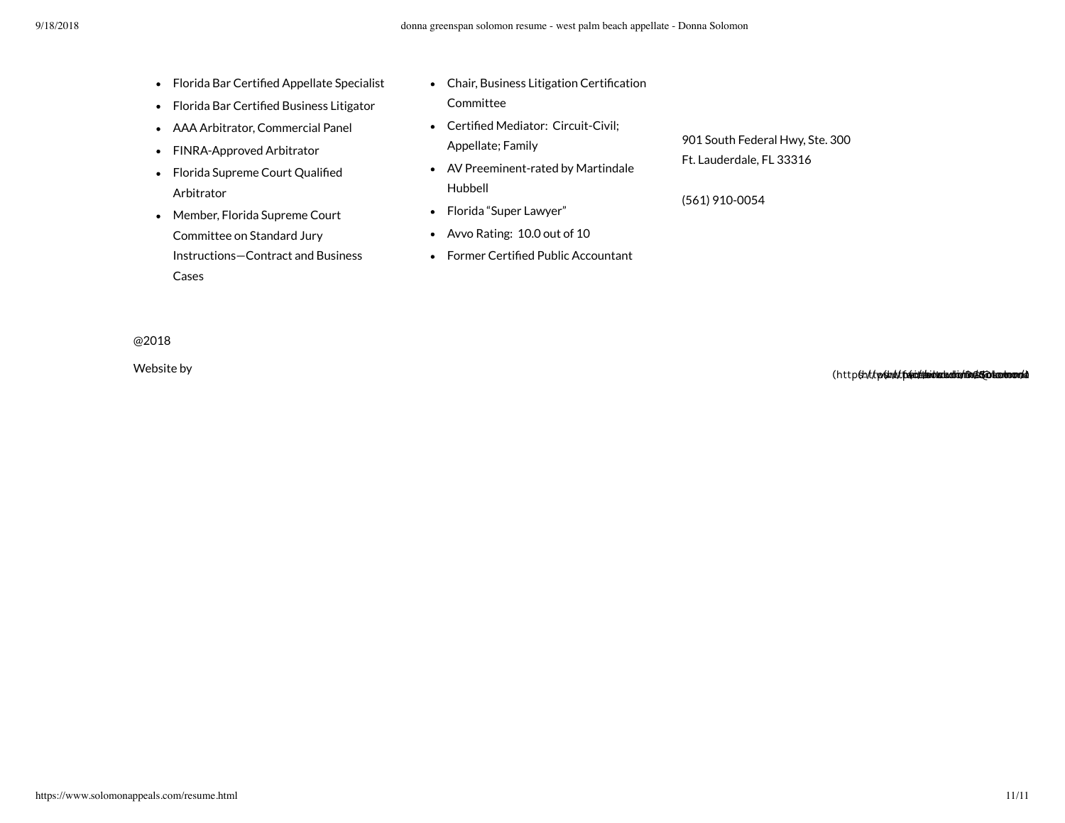- Florida Bar Certified Appellate Specialist
- Florida Bar Certified Business Litigator
- AAA Arbitrator, Commercial Panel
- FINRA-Approved Arbitrator
- Florida Supreme Court Qualified Arbitrator
- Member, Florida Supreme Court Committee on Standard Jury Instructions—Contract and Business Cases
- Chair, Business Litigation Certification Committee
- Certified Mediator: Circuit-Civil; Appellate; Family
- AV Preeminent-rated by Martindale Hubbell
- Florida "Super Lawyer"
- Avvo Rating: 10.0 out of 10
- Former Certified Public Accountant

901 South Federal Hwy, Ste. 300
Ft. Lauderdale, FL 33316

(561) 910-0054

@2018

Website by